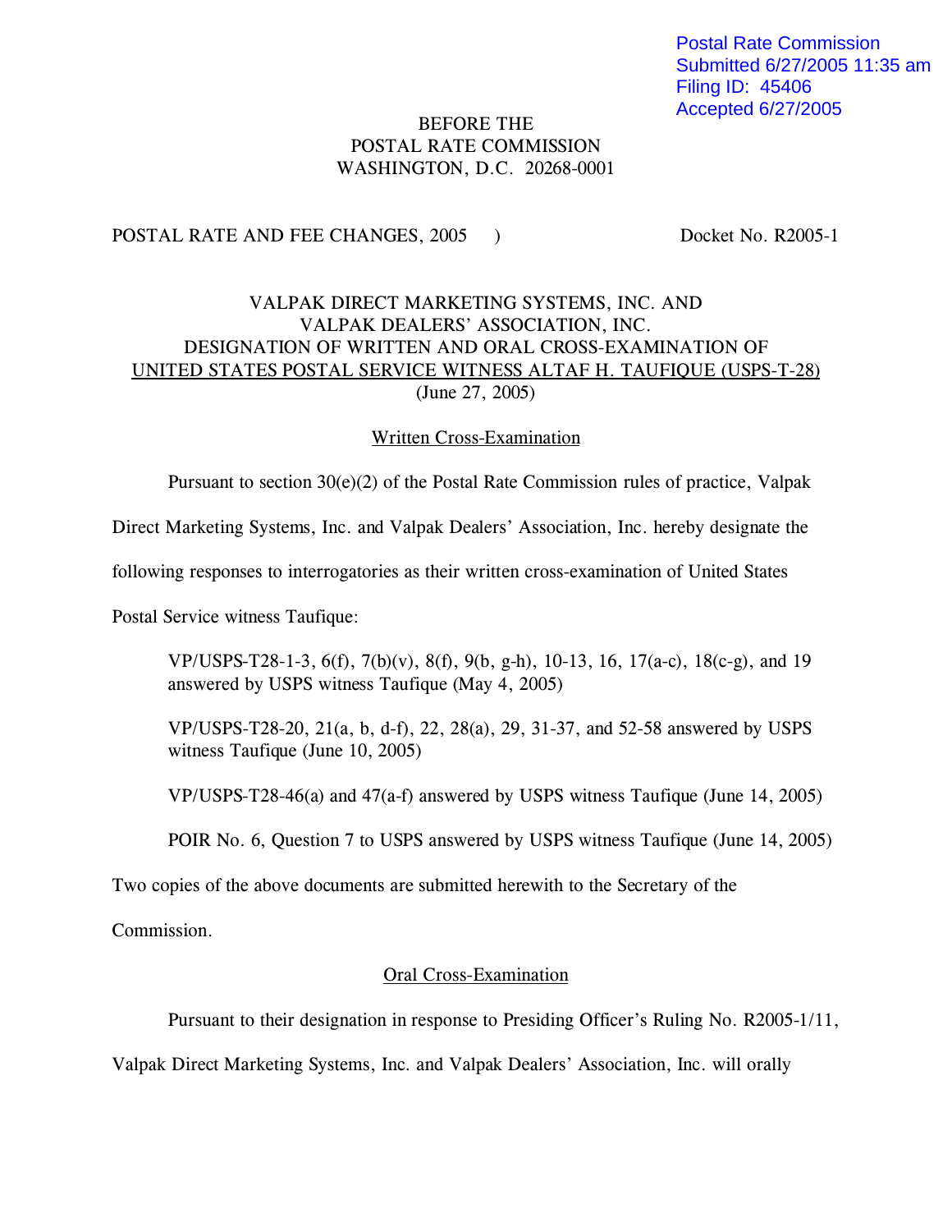Postal Rate Commission
Submitted 6/27/2005 11:35 am
Filing ID: 45406
Accepted 6/27/2005

BEFORE THE
POSTAL RATE COMMISSION
WASHINGTON, D.C. 20268-0001

POSTAL RATE AND FEE CHANGES, 2005 ) Docket No. R2005-1

VALPAK DIRECT MARKETING SYSTEMS, INC. AND
VALPAK DEALERS' ASSOCIATION, INC.
DESIGNATION OF WRITTEN AND ORAL CROSS-EXAMINATION OF
UNITED STATES POSTAL SERVICE WITNESS ALTAF H. TAUFIQUE (USPS-T-28)
(June 27, 2005)

Written Cross-Examination

Pursuant to section 30(e)(2) of the Postal Rate Commission rules of practice, Valpak Direct Marketing Systems, Inc. and Valpak Dealers' Association, Inc. hereby designate the following responses to interrogatories as their written cross-examination of United States Postal Service witness Taufique:

VP/USPS-T28-1-3, 6(f), 7(b)(v), 8(f), 9(b, g-h), 10-13, 16, 17(a-c), 18(c-g), and 19 answered by USPS witness Taufique (May 4, 2005)

VP/USPS-T28-20, 21(a, b, d-f), 22, 28(a), 29, 31-37, and 52-58 answered by USPS witness Taufique (June 10, 2005)

VP/USPS-T28-46(a) and 47(a-f) answered by USPS witness Taufique (June 14, 2005)

POIR No. 6, Question 7 to USPS answered by USPS witness Taufique (June 14, 2005)

Two copies of the above documents are submitted herewith to the Secretary of the Commission.

Oral Cross-Examination

Pursuant to their designation in response to Presiding Officer's Ruling No. R2005-1/11, Valpak Direct Marketing Systems, Inc. and Valpak Dealers' Association, Inc. will orally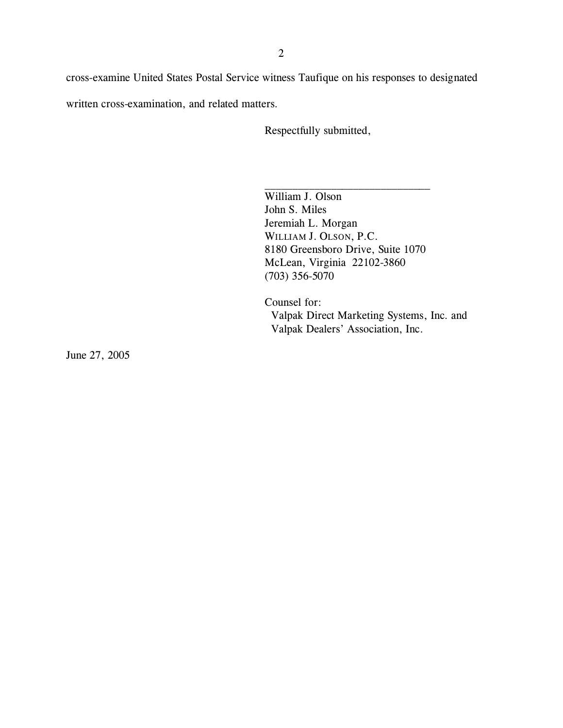cross-examine United States Postal Service witness Taufique on his responses to designated written cross-examination, and related matters.

Respectfully submitted,

\_\_\_\_\_\_\_\_\_\_\_\_\_\_\_\_\_\_\_\_\_\_\_\_\_\_\_\_\_\_

William J. Olson
John S. Miles
Jeremiah L. Morgan
WILLIAM J. OLSON, P.C.
8180 Greensboro Drive, Suite 1070
McLean, Virginia 22102-3860
(703) 356-5070

Counsel for:
Valpak Direct Marketing Systems, Inc. and
Valpak Dealers' Association, Inc.

June 27, 2005